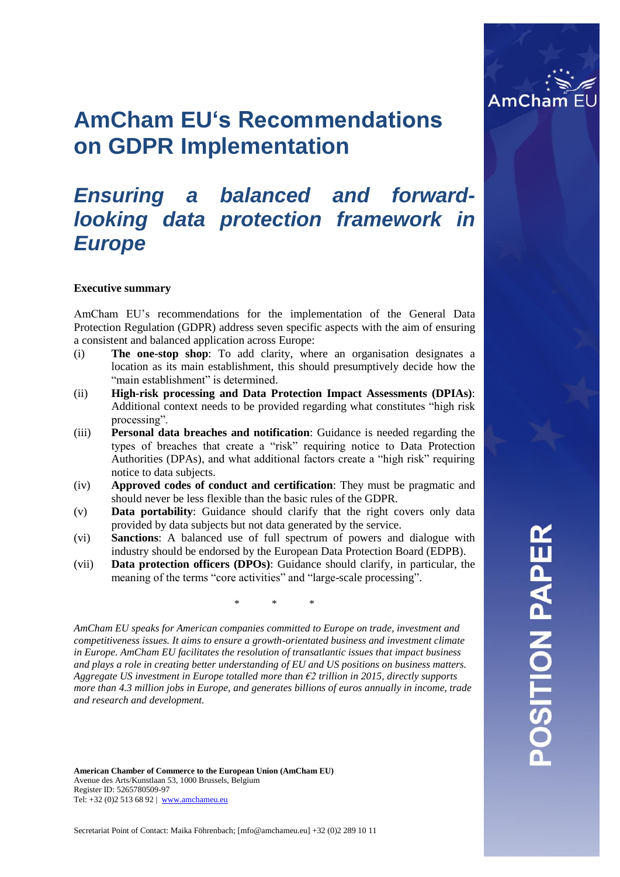# AmCham EU's Recommendations on GDPR Implementation

## *Ensuring a balanced and forward-looking data protection framework in Europe*

**Executive summary**

AmCham EU's recommendations for the implementation of the General Data Protection Regulation (GDPR) address seven specific aspects with the aim of ensuring a consistent and balanced application across Europe:

(i) **The one-stop shop**: To add clarity, where an organisation designates a location as its main establishment, this should presumptively decide how the "main establishment" is determined.

(ii) **High-risk processing and Data Protection Impact Assessments (DPIAs)**: Additional context needs to be provided regarding what constitutes "high risk processing".

(iii) **Personal data breaches and notification**: Guidance is needed regarding the types of breaches that create a "risk" requiring notice to Data Protection Authorities (DPAs), and what additional factors create a "high risk" requiring notice to data subjects.

(iv) **Approved codes of conduct and certification**: They must be pragmatic and should never be less flexible than the basic rules of the GDPR.

(v) **Data portability**: Guidance should clarify that the right covers only data provided by data subjects but not data generated by the service.

(vi) **Sanctions**: A balanced use of full spectrum of powers and dialogue with industry should be endorsed by the European Data Protection Board (EDPB).

(vii) **Data protection officers (DPOs)**: Guidance should clarify, in particular, the meaning of the terms "core activities" and "large-scale processing".

\* \* \*

*AmCham EU speaks for American companies committed to Europe on trade, investment and competitiveness issues. It aims to ensure a growth-orientated business and investment climate in Europe. AmCham EU facilitates the resolution of transatlantic issues that impact business and plays a role in creating better understanding of EU and US positions on business matters. Aggregate US investment in Europe totalled more than €2 trillion in 2015, directly supports more than 4.3 million jobs in Europe, and generates billions of euros annually in income, trade and research and development.*

**American Chamber of Commerce to the European Union (AmCham EU)**
Avenue des Arts/Kunstlaan 53, 1000 Brussels, Belgium
Register ID: 5265780509-97
Tel: +32 (0)2 513 68 92 | www.amchameu.eu

Secretariat Point of Contact: Maika Föhrenbach; [mfo@amchameu.eu] +32 (0)2 289 10 11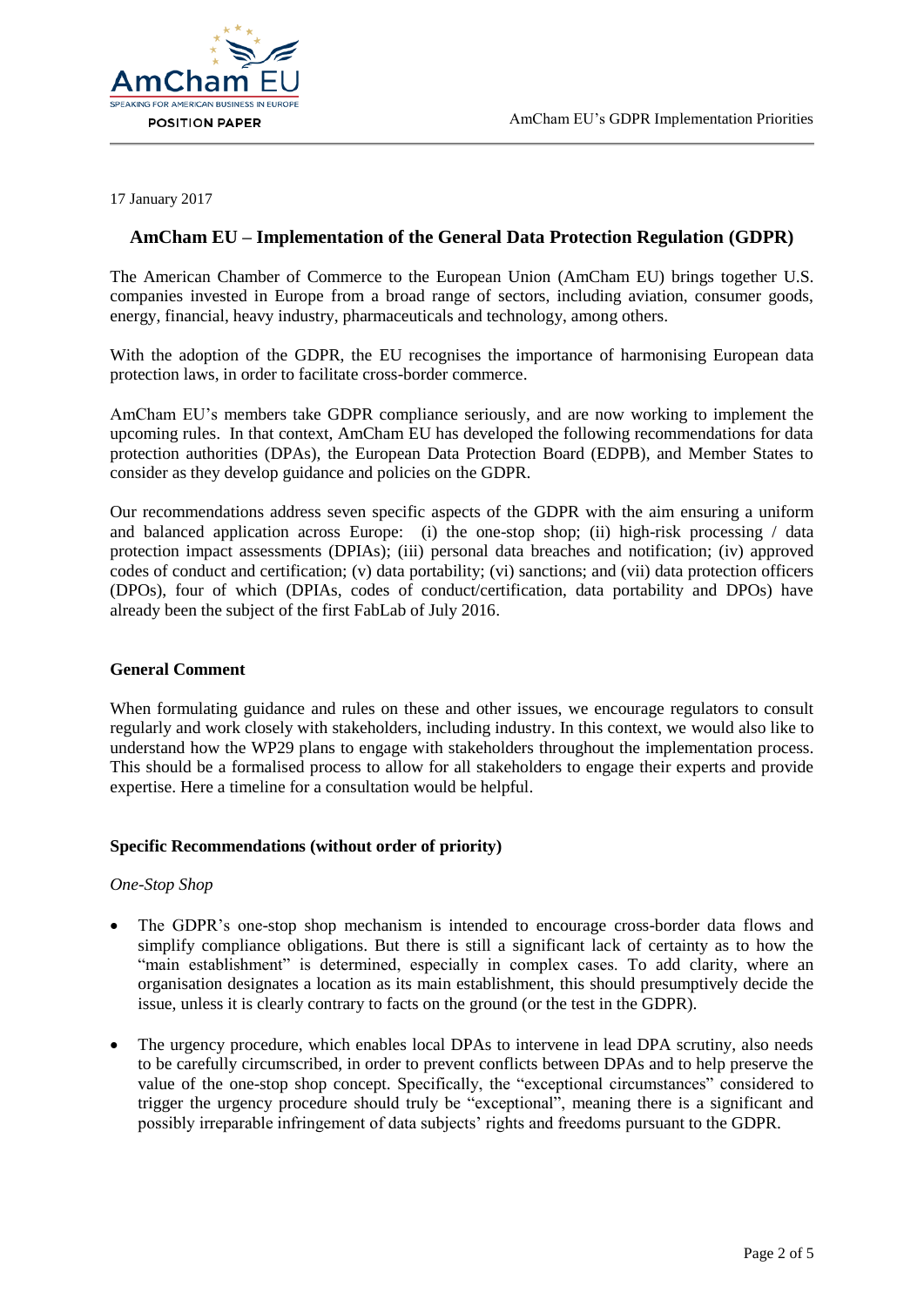17 January 2017

## AmCham EU – Implementation of the General Data Protection Regulation (GDPR)

The American Chamber of Commerce to the European Union (AmCham EU) brings together U.S. companies invested in Europe from a broad range of sectors, including aviation, consumer goods, energy, financial, heavy industry, pharmaceuticals and technology, among others.

With the adoption of the GDPR, the EU recognises the importance of harmonising European data protection laws, in order to facilitate cross-border commerce.

AmCham EU's members take GDPR compliance seriously, and are now working to implement the upcoming rules. In that context, AmCham EU has developed the following recommendations for data protection authorities (DPAs), the European Data Protection Board (EDPB), and Member States to consider as they develop guidance and policies on the GDPR.

Our recommendations address seven specific aspects of the GDPR with the aim ensuring a uniform and balanced application across Europe: (i) the one-stop shop; (ii) high-risk processing / data protection impact assessments (DPIAs); (iii) personal data breaches and notification; (iv) approved codes of conduct and certification; (v) data portability; (vi) sanctions; and (vii) data protection officers (DPOs), four of which (DPIAs, codes of conduct/certification, data portability and DPOs) have already been the subject of the first FabLab of July 2016.

### General Comment

When formulating guidance and rules on these and other issues, we encourage regulators to consult regularly and work closely with stakeholders, including industry. In this context, we would also like to understand how the WP29 plans to engage with stakeholders throughout the implementation process. This should be a formalised process to allow for all stakeholders to engage their experts and provide expertise. Here a timeline for a consultation would be helpful.

### Specific Recommendations (without order of priority)

*One-Stop Shop*

- The GDPR's one-stop shop mechanism is intended to encourage cross-border data flows and simplify compliance obligations. But there is still a significant lack of certainty as to how the "main establishment" is determined, especially in complex cases. To add clarity, where an organisation designates a location as its main establishment, this should presumptively decide the issue, unless it is clearly contrary to facts on the ground (or the test in the GDPR).
- The urgency procedure, which enables local DPAs to intervene in lead DPA scrutiny, also needs to be carefully circumscribed, in order to prevent conflicts between DPAs and to help preserve the value of the one-stop shop concept. Specifically, the "exceptional circumstances" considered to trigger the urgency procedure should truly be "exceptional", meaning there is a significant and possibly irreparable infringement of data subjects' rights and freedoms pursuant to the GDPR.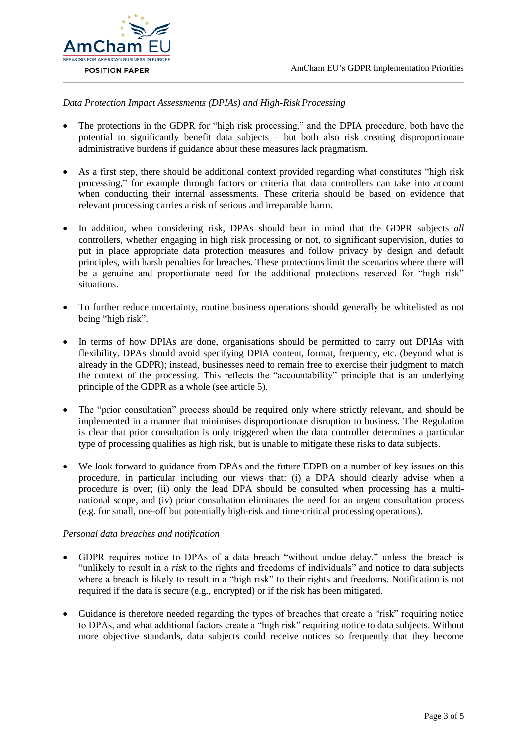*Data Protection Impact Assessments (DPIAs) and High-Risk Processing*

- The protections in the GDPR for "high risk processing," and the DPIA procedure, both have the potential to significantly benefit data subjects – but both also risk creating disproportionate administrative burdens if guidance about these measures lack pragmatism.

- As a first step, there should be additional context provided regarding what constitutes "high risk processing," for example through factors or criteria that data controllers can take into account when conducting their internal assessments. These criteria should be based on evidence that relevant processing carries a risk of serious and irreparable harm.

- In addition, when considering risk, DPAs should bear in mind that the GDPR subjects *all* controllers, whether engaging in high risk processing or not, to significant supervision, duties to put in place appropriate data protection measures and follow privacy by design and default principles, with harsh penalties for breaches. These protections limit the scenarios where there will be a genuine and proportionate need for the additional protections reserved for "high risk" situations.

- To further reduce uncertainty, routine business operations should generally be whitelisted as not being "high risk".

- In terms of how DPIAs are done, organisations should be permitted to carry out DPIAs with flexibility. DPAs should avoid specifying DPIA content, format, frequency, etc. (beyond what is already in the GDPR); instead, businesses need to remain free to exercise their judgment to match the context of the processing. This reflects the "accountability" principle that is an underlying principle of the GDPR as a whole (see article 5).

- The "prior consultation" process should be required only where strictly relevant, and should be implemented in a manner that minimises disproportionate disruption to business. The Regulation is clear that prior consultation is only triggered when the data controller determines a particular type of processing qualifies as high risk, but is unable to mitigate these risks to data subjects.

- We look forward to guidance from DPAs and the future EDPB on a number of key issues on this procedure, in particular including our views that: (i) a DPA should clearly advise when a procedure is over; (ii) only the lead DPA should be consulted when processing has a multi-national scope, and (iv) prior consultation eliminates the need for an urgent consultation process (e.g. for small, one-off but potentially high-risk and time-critical processing operations).

*Personal data breaches and notification*

- GDPR requires notice to DPAs of a data breach "without undue delay," unless the breach is "unlikely to result in a *risk* to the rights and freedoms of individuals" and notice to data subjects where a breach is likely to result in a "high risk" to their rights and freedoms. Notification is not required if the data is secure (e.g., encrypted) or if the risk has been mitigated.

- Guidance is therefore needed regarding the types of breaches that create a "risk" requiring notice to DPAs, and what additional factors create a "high risk" requiring notice to data subjects. Without more objective standards, data subjects could receive notices so frequently that they become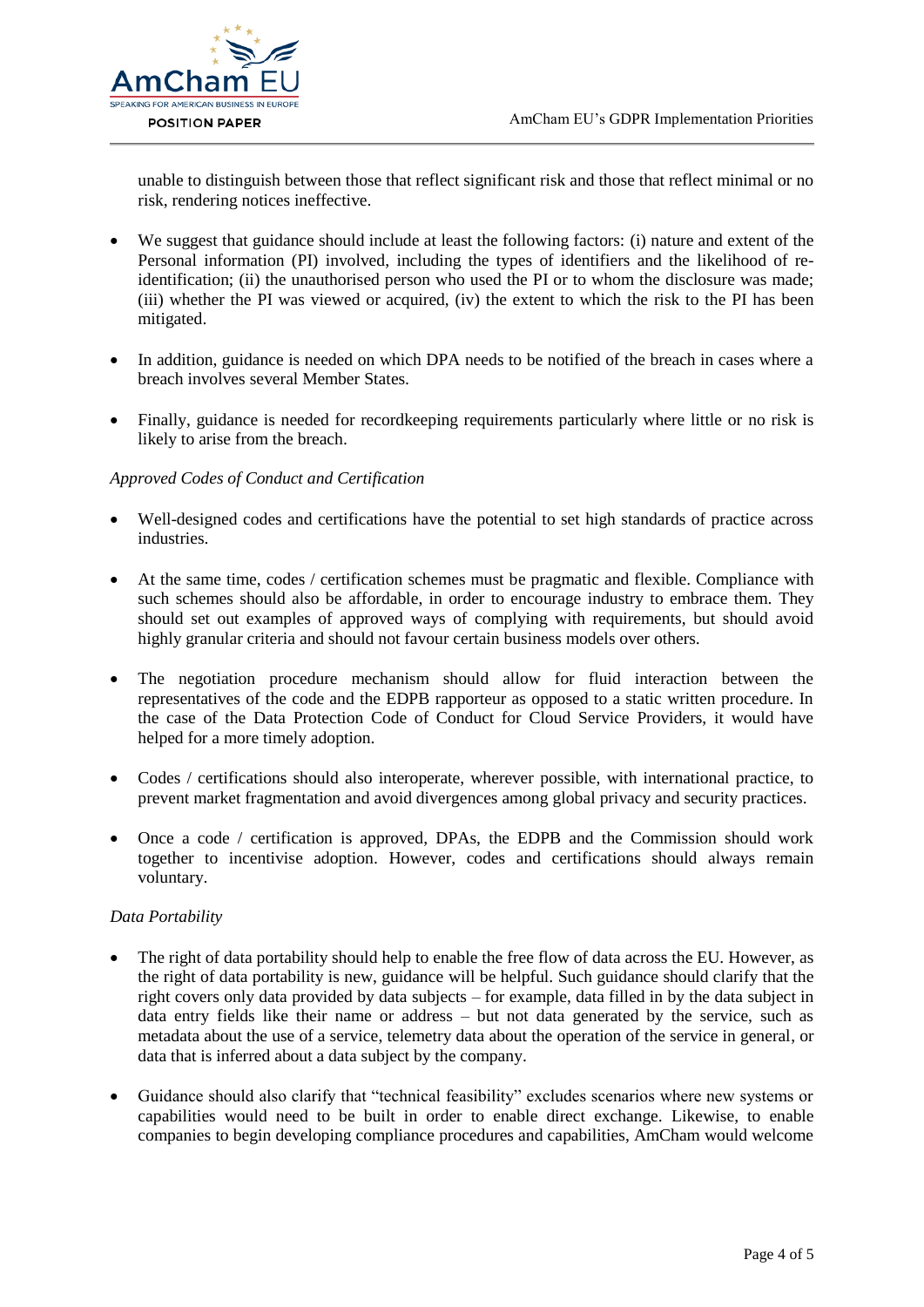unable to distinguish between those that reflect significant risk and those that reflect minimal or no risk, rendering notices ineffective.

- We suggest that guidance should include at least the following factors: (i) nature and extent of the Personal information (PI) involved, including the types of identifiers and the likelihood of re-identification; (ii) the unauthorised person who used the PI or to whom the disclosure was made; (iii) whether the PI was viewed or acquired, (iv) the extent to which the risk to the PI has been mitigated.

- In addition, guidance is needed on which DPA needs to be notified of the breach in cases where a breach involves several Member States.

- Finally, guidance is needed for recordkeeping requirements particularly where little or no risk is likely to arise from the breach.

*Approved Codes of Conduct and Certification*

- Well-designed codes and certifications have the potential to set high standards of practice across industries.

- At the same time, codes / certification schemes must be pragmatic and flexible. Compliance with such schemes should also be affordable, in order to encourage industry to embrace them. They should set out examples of approved ways of complying with requirements, but should avoid highly granular criteria and should not favour certain business models over others.

- The negotiation procedure mechanism should allow for fluid interaction between the representatives of the code and the EDPB rapporteur as opposed to a static written procedure. In the case of the Data Protection Code of Conduct for Cloud Service Providers, it would have helped for a more timely adoption.

- Codes / certifications should also interoperate, wherever possible, with international practice, to prevent market fragmentation and avoid divergences among global privacy and security practices.

- Once a code / certification is approved, DPAs, the EDPB and the Commission should work together to incentivise adoption. However, codes and certifications should always remain voluntary.

*Data Portability*

- The right of data portability should help to enable the free flow of data across the EU. However, as the right of data portability is new, guidance will be helpful. Such guidance should clarify that the right covers only data provided by data subjects – for example, data filled in by the data subject in data entry fields like their name or address – but not data generated by the service, such as metadata about the use of a service, telemetry data about the operation of the service in general, or data that is inferred about a data subject by the company.

- Guidance should also clarify that "technical feasibility" excludes scenarios where new systems or capabilities would need to be built in order to enable direct exchange. Likewise, to enable companies to begin developing compliance procedures and capabilities, AmCham would welcome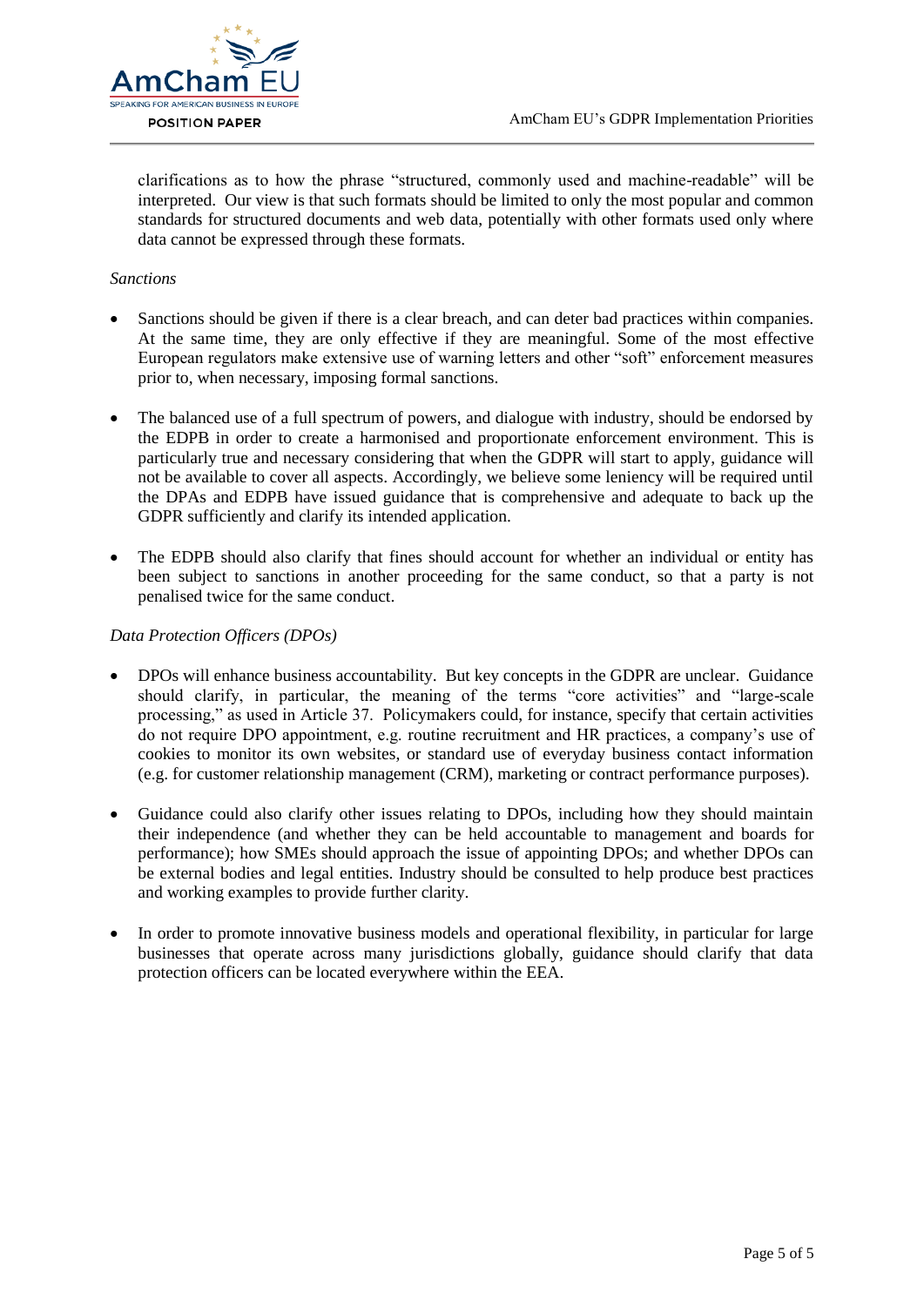clarifications as to how the phrase "structured, commonly used and machine-readable" will be interpreted. Our view is that such formats should be limited to only the most popular and common standards for structured documents and web data, potentially with other formats used only where data cannot be expressed through these formats.

*Sanctions*

- Sanctions should be given if there is a clear breach, and can deter bad practices within companies. At the same time, they are only effective if they are meaningful. Some of the most effective European regulators make extensive use of warning letters and other "soft" enforcement measures prior to, when necessary, imposing formal sanctions.

- The balanced use of a full spectrum of powers, and dialogue with industry, should be endorsed by the EDPB in order to create a harmonised and proportionate enforcement environment. This is particularly true and necessary considering that when the GDPR will start to apply, guidance will not be available to cover all aspects. Accordingly, we believe some leniency will be required until the DPAs and EDPB have issued guidance that is comprehensive and adequate to back up the GDPR sufficiently and clarify its intended application.

- The EDPB should also clarify that fines should account for whether an individual or entity has been subject to sanctions in another proceeding for the same conduct, so that a party is not penalised twice for the same conduct.

*Data Protection Officers (DPOs)*

- DPOs will enhance business accountability. But key concepts in the GDPR are unclear. Guidance should clarify, in particular, the meaning of the terms "core activities" and "large-scale processing," as used in Article 37. Policymakers could, for instance, specify that certain activities do not require DPO appointment, e.g. routine recruitment and HR practices, a company's use of cookies to monitor its own websites, or standard use of everyday business contact information (e.g. for customer relationship management (CRM), marketing or contract performance purposes).

- Guidance could also clarify other issues relating to DPOs, including how they should maintain their independence (and whether they can be held accountable to management and boards for performance); how SMEs should approach the issue of appointing DPOs; and whether DPOs can be external bodies and legal entities. Industry should be consulted to help produce best practices and working examples to provide further clarity.

- In order to promote innovative business models and operational flexibility, in particular for large businesses that operate across many jurisdictions globally, guidance should clarify that data protection officers can be located everywhere within the EEA.